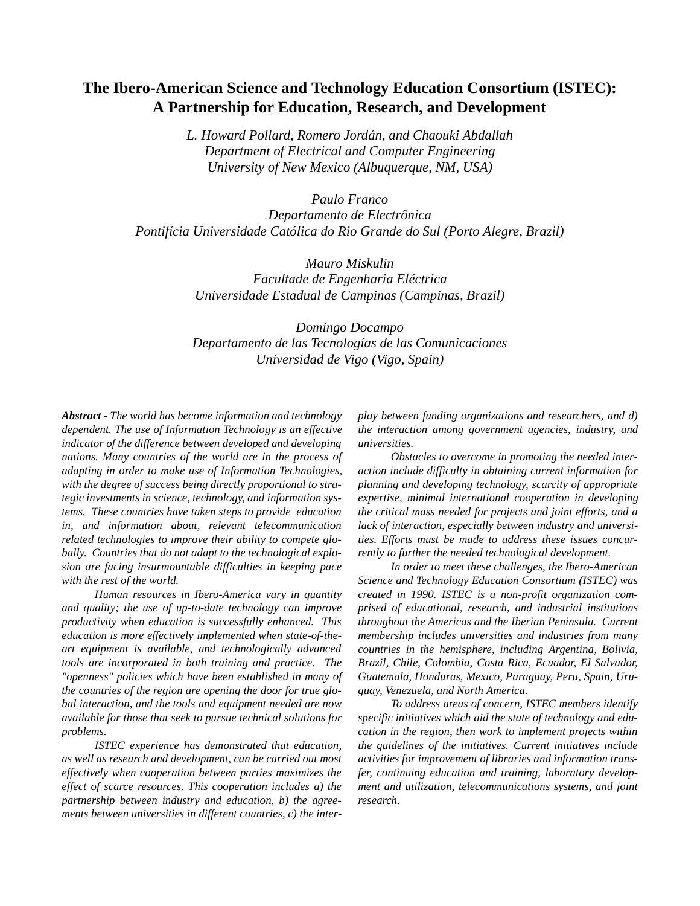# The Ibero-American Science and Technology Education Consortium (ISTEC): A Partnership for Education, Research, and Development

*L. Howard Pollard, Romero Jordán, and Chaouki Abdallah*
*Department of Electrical and Computer Engineering*
*University of New Mexico (Albuquerque, NM, USA)*

*Paulo Franco*
*Departamento de Electrônica*
*Pontifícia Universidade Católica do Rio Grande do Sul (Porto Alegre, Brazil)*

*Mauro Miskulin*
*Facultade de Engenharia Eléctrica*
*Universidade Estadual de Campinas (Campinas, Brazil)*

*Domingo Docampo*
*Departamento de las Tecnologías de las Comunicaciones*
*Universidad de Vigo (Vigo, Spain)*

***Abstract*** *- The world has become information and technology dependent. The use of Information Technology is an effective indicator of the difference between developed and developing nations. Many countries of the world are in the process of adapting in order to make use of Information Technologies, with the degree of success being directly proportional to strategic investments in science, technology, and information systems. These countries have taken steps to provide education in, and information about, relevant telecommunication related technologies to improve their ability to compete globally. Countries that do not adapt to the technological explosion are facing insurmountable difficulties in keeping pace with the rest of the world.*

*Human resources in Ibero-America vary in quantity and quality; the use of up-to-date technology can improve productivity when education is successfully enhanced. This education is more effectively implemented when state-of-the-art equipment is available, and technologically advanced tools are incorporated in both training and practice. The "openness" policies which have been established in many of the countries of the region are opening the door for true global interaction, and the tools and equipment needed are now available for those that seek to pursue technical solutions for problems.*

*ISTEC experience has demonstrated that education, as well as research and development, can be carried out most effectively when cooperation between parties maximizes the effect of scarce resources. This cooperation includes a) the partnership between industry and education, b) the agreements between universities in different countries, c) the interplay between funding organizations and researchers, and d) the interaction among government agencies, industry, and universities.*

*Obstacles to overcome in promoting the needed interaction include difficulty in obtaining current information for planning and developing technology, scarcity of appropriate expertise, minimal international cooperation in developing the critical mass needed for projects and joint efforts, and a lack of interaction, especially between industry and universities. Efforts must be made to address these issues concurrently to further the needed technological development.*

*In order to meet these challenges, the Ibero-American Science and Technology Education Consortium (ISTEC) was created in 1990. ISTEC is a non-profit organization comprised of educational, research, and industrial institutions throughout the Americas and the Iberian Peninsula. Current membership includes universities and industries from many countries in the hemisphere, including Argentina, Bolivia, Brazil, Chile, Colombia, Costa Rica, Ecuador, El Salvador, Guatemala, Honduras, Mexico, Paraguay, Peru, Spain, Uruguay, Venezuela, and North America.*

*To address areas of concern, ISTEC members identify specific initiatives which aid the state of technology and education in the region, then work to implement projects within the guidelines of the initiatives. Current initiatives include activities for improvement of libraries and information transfer, continuing education and training, laboratory development and utilization, telecommunications systems, and joint research.*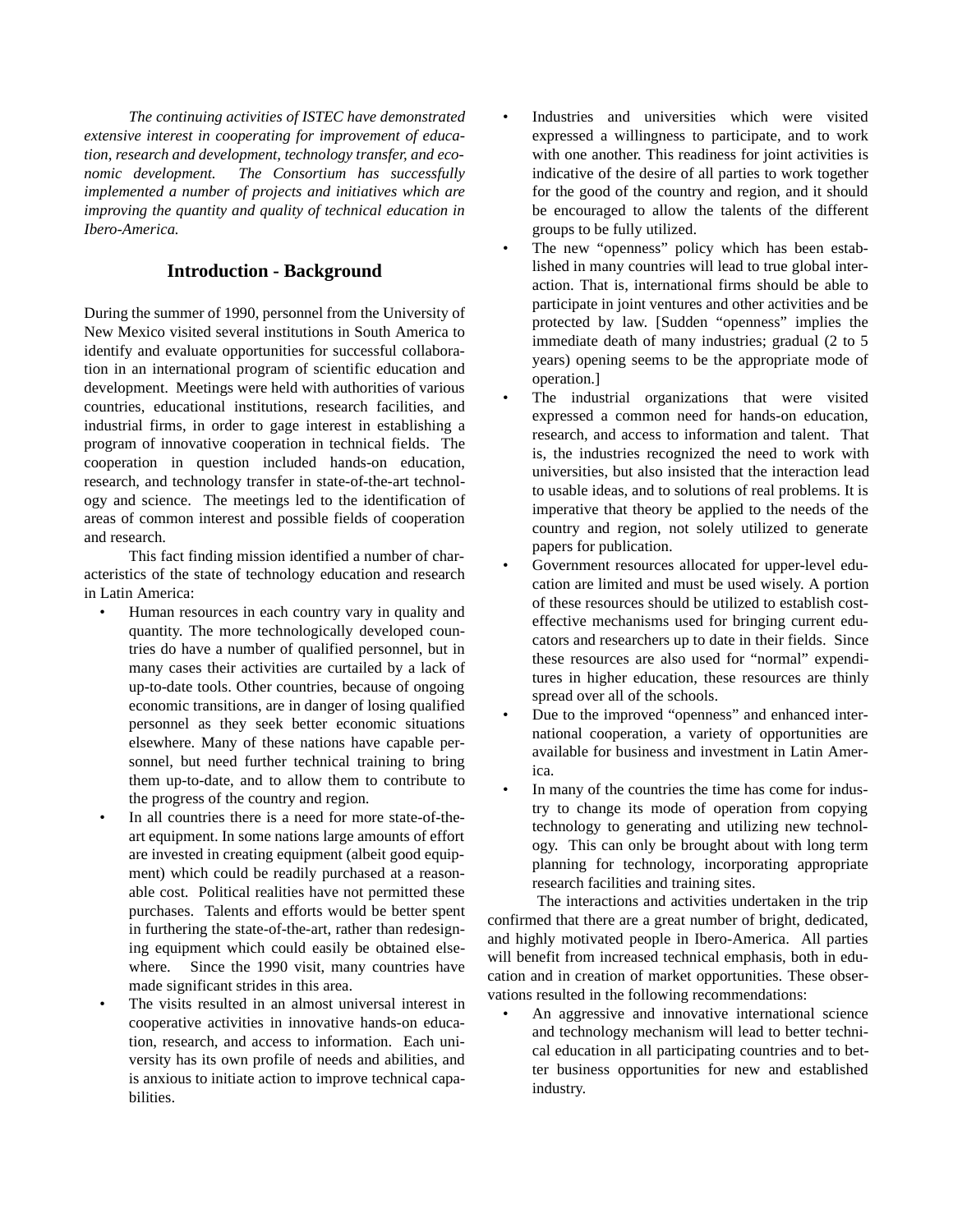*The continuing activities of ISTEC have demonstrated extensive interest in cooperating for improvement of education, research and development, technology transfer, and economic development. The Consortium has successfully implemented a number of projects and initiatives which are improving the quantity and quality of technical education in Ibero-America.*

## Introduction - Background

During the summer of 1990, personnel from the University of New Mexico visited several institutions in South America to identify and evaluate opportunities for successful collaboration in an international program of scientific education and development. Meetings were held with authorities of various countries, educational institutions, research facilities, and industrial firms, in order to gage interest in establishing a program of innovative cooperation in technical fields. The cooperation in question included hands-on education, research, and technology transfer in state-of-the-art technology and science. The meetings led to the identification of areas of common interest and possible fields of cooperation and research.

This fact finding mission identified a number of characteristics of the state of technology education and research in Latin America:

- Human resources in each country vary in quality and quantity. The more technologically developed countries do have a number of qualified personnel, but in many cases their activities are curtailed by a lack of up-to-date tools. Other countries, because of ongoing economic transitions, are in danger of losing qualified personnel as they seek better economic situations elsewhere. Many of these nations have capable personnel, but need further technical training to bring them up-to-date, and to allow them to contribute to the progress of the country and region.
- In all countries there is a need for more state-of-the-art equipment. In some nations large amounts of effort are invested in creating equipment (albeit good equipment) which could be readily purchased at a reasonable cost. Political realities have not permitted these purchases. Talents and efforts would be better spent in furthering the state-of-the-art, rather than redesigning equipment which could easily be obtained elsewhere. Since the 1990 visit, many countries have made significant strides in this area.
- The visits resulted in an almost universal interest in cooperative activities in innovative hands-on education, research, and access to information. Each university has its own profile of needs and abilities, and is anxious to initiate action to improve technical capabilities.
- Industries and universities which were visited expressed a willingness to participate, and to work with one another. This readiness for joint activities is indicative of the desire of all parties to work together for the good of the country and region, and it should be encouraged to allow the talents of the different groups to be fully utilized.
- The new "openness" policy which has been established in many countries will lead to true global interaction. That is, international firms should be able to participate in joint ventures and other activities and be protected by law. [Sudden "openness" implies the immediate death of many industries; gradual (2 to 5 years) opening seems to be the appropriate mode of operation.]
- The industrial organizations that were visited expressed a common need for hands-on education, research, and access to information and talent. That is, the industries recognized the need to work with universities, but also insisted that the interaction lead to usable ideas, and to solutions of real problems. It is imperative that theory be applied to the needs of the country and region, not solely utilized to generate papers for publication.
- Government resources allocated for upper-level education are limited and must be used wisely. A portion of these resources should be utilized to establish cost-effective mechanisms used for bringing current educators and researchers up to date in their fields. Since these resources are also used for "normal" expenditures in higher education, these resources are thinly spread over all of the schools.
- Due to the improved "openness" and enhanced international cooperation, a variety of opportunities are available for business and investment in Latin America.
- In many of the countries the time has come for industry to change its mode of operation from copying technology to generating and utilizing new technology. This can only be brought about with long term planning for technology, incorporating appropriate research facilities and training sites.

The interactions and activities undertaken in the trip confirmed that there are a great number of bright, dedicated, and highly motivated people in Ibero-America. All parties will benefit from increased technical emphasis, both in education and in creation of market opportunities. These observations resulted in the following recommendations:

- An aggressive and innovative international science and technology mechanism will lead to better technical education in all participating countries and to better business opportunities for new and established industry.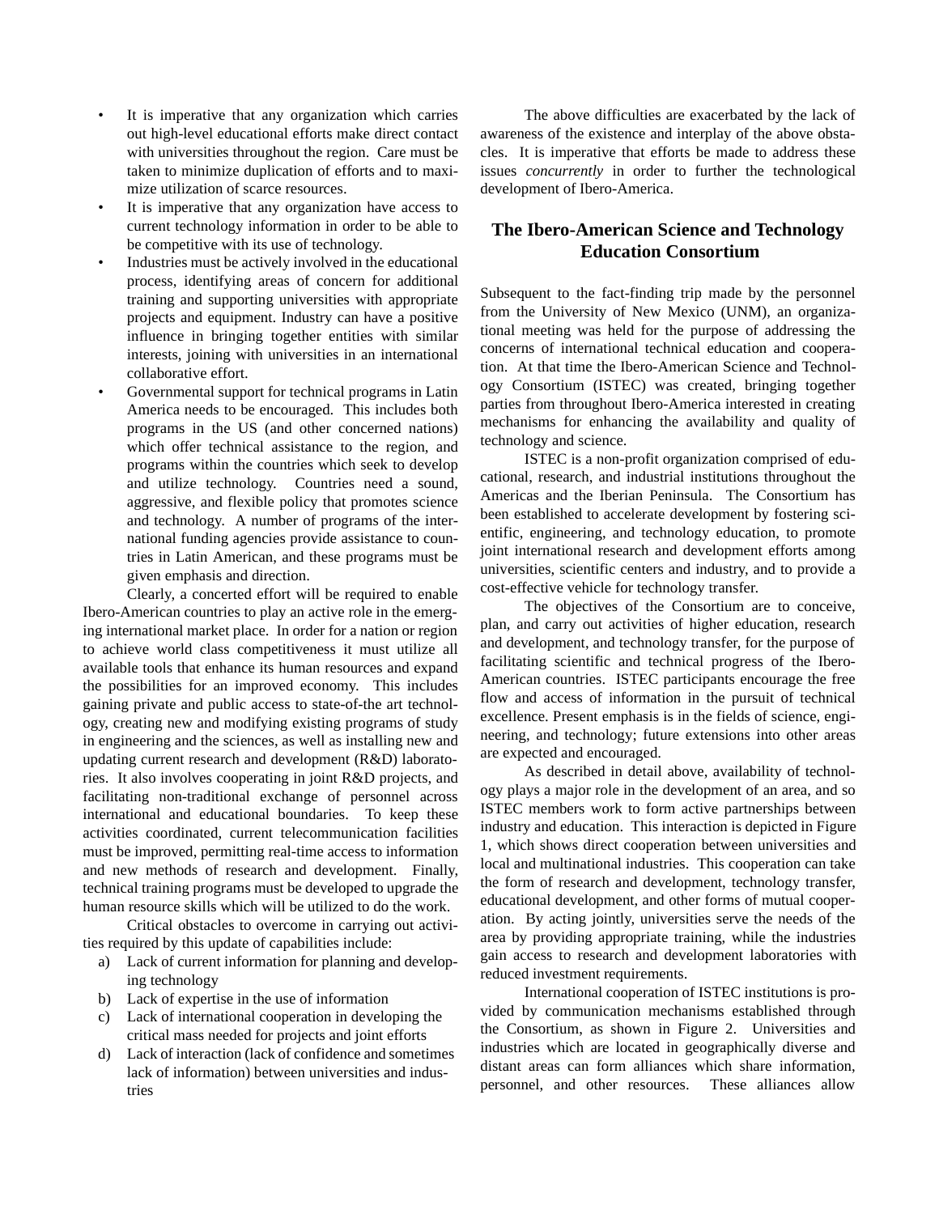- It is imperative that any organization which carries out high-level educational efforts make direct contact with universities throughout the region. Care must be taken to minimize duplication of efforts and to maximize utilization of scarce resources.
- It is imperative that any organization have access to current technology information in order to be able to be competitive with its use of technology.
- Industries must be actively involved in the educational process, identifying areas of concern for additional training and supporting universities with appropriate projects and equipment. Industry can have a positive influence in bringing together entities with similar interests, joining with universities in an international collaborative effort.
- Governmental support for technical programs in Latin America needs to be encouraged. This includes both programs in the US (and other concerned nations) which offer technical assistance to the region, and programs within the countries which seek to develop and utilize technology. Countries need a sound, aggressive, and flexible policy that promotes science and technology. A number of programs of the international funding agencies provide assistance to countries in Latin American, and these programs must be given emphasis and direction.

Clearly, a concerted effort will be required to enable Ibero-American countries to play an active role in the emerging international market place. In order for a nation or region to achieve world class competitiveness it must utilize all available tools that enhance its human resources and expand the possibilities for an improved economy. This includes gaining private and public access to state-of-the art technology, creating new and modifying existing programs of study in engineering and the sciences, as well as installing new and updating current research and development (R&D) laboratories. It also involves cooperating in joint R&D projects, and facilitating non-traditional exchange of personnel across international and educational boundaries. To keep these activities coordinated, current telecommunication facilities must be improved, permitting real-time access to information and new methods of research and development. Finally, technical training programs must be developed to upgrade the human resource skills which will be utilized to do the work.

Critical obstacles to overcome in carrying out activities required by this update of capabilities include:

a) Lack of current information for planning and developing technology
b) Lack of expertise in the use of information
c) Lack of international cooperation in developing the critical mass needed for projects and joint efforts
d) Lack of interaction (lack of confidence and sometimes lack of information) between universities and industries

The above difficulties are exacerbated by the lack of awareness of the existence and interplay of the above obstacles. It is imperative that efforts be made to address these issues *concurrently* in order to further the technological development of Ibero-America.

## The Ibero-American Science and Technology Education Consortium

Subsequent to the fact-finding trip made by the personnel from the University of New Mexico (UNM), an organizational meeting was held for the purpose of addressing the concerns of international technical education and cooperation. At that time the Ibero-American Science and Technology Consortium (ISTEC) was created, bringing together parties from throughout Ibero-America interested in creating mechanisms for enhancing the availability and quality of technology and science.

ISTEC is a non-profit organization comprised of educational, research, and industrial institutions throughout the Americas and the Iberian Peninsula. The Consortium has been established to accelerate development by fostering scientific, engineering, and technology education, to promote joint international research and development efforts among universities, scientific centers and industry, and to provide a cost-effective vehicle for technology transfer.

The objectives of the Consortium are to conceive, plan, and carry out activities of higher education, research and development, and technology transfer, for the purpose of facilitating scientific and technical progress of the Ibero-American countries. ISTEC participants encourage the free flow and access of information in the pursuit of technical excellence. Present emphasis is in the fields of science, engineering, and technology; future extensions into other areas are expected and encouraged.

As described in detail above, availability of technology plays a major role in the development of an area, and so ISTEC members work to form active partnerships between industry and education. This interaction is depicted in Figure 1, which shows direct cooperation between universities and local and multinational industries. This cooperation can take the form of research and development, technology transfer, educational development, and other forms of mutual cooperation. By acting jointly, universities serve the needs of the area by providing appropriate training, while the industries gain access to research and development laboratories with reduced investment requirements.

International cooperation of ISTEC institutions is provided by communication mechanisms established through the Consortium, as shown in Figure 2. Universities and industries which are located in geographically diverse and distant areas can form alliances which share information, personnel, and other resources. These alliances allow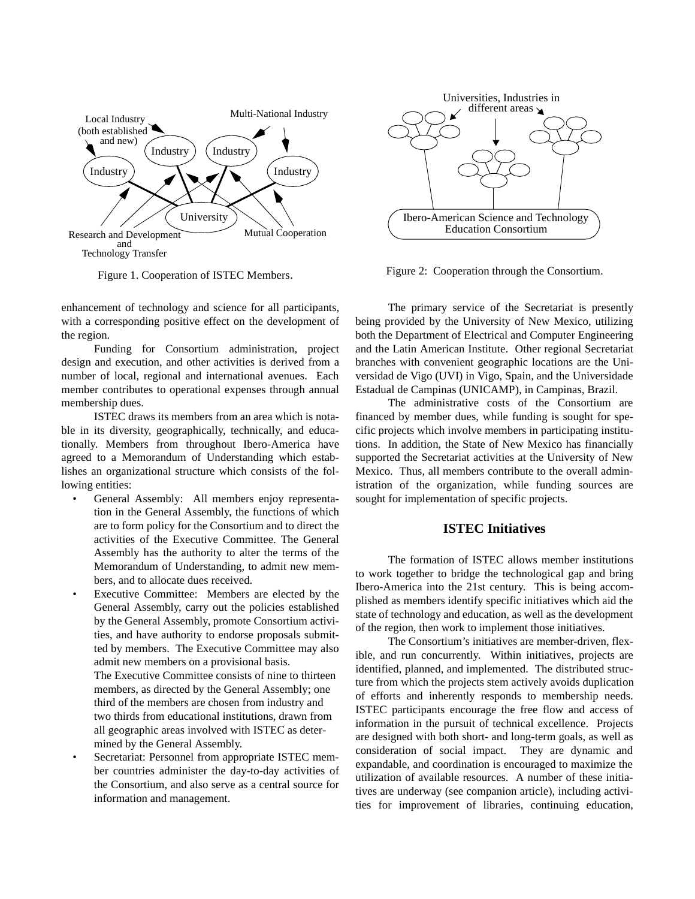Figure 1. Cooperation of ISTEC Members.

Figure 2: Cooperation through the Consortium.

enhancement of technology and science for all participants, with a corresponding positive effect on the development of the region.

Funding for Consortium administration, project design and execution, and other activities is derived from a number of local, regional and international avenues. Each member contributes to operational expenses through annual membership dues.

ISTEC draws its members from an area which is notable in its diversity, geographically, technically, and educationally. Members from throughout Ibero-America have agreed to a Memorandum of Understanding which establishes an organizational structure which consists of the following entities:

- General Assembly: All members enjoy representation in the General Assembly, the functions of which are to form policy for the Consortium and to direct the activities of the Executive Committee. The General Assembly has the authority to alter the terms of the Memorandum of Understanding, to admit new members, and to allocate dues received.
- Executive Committee: Members are elected by the General Assembly, carry out the policies established by the General Assembly, promote Consortium activities, and have authority to endorse proposals submitted by members. The Executive Committee may also admit new members on a provisional basis.
  The Executive Committee consists of nine to thirteen members, as directed by the General Assembly; one third of the members are chosen from industry and two thirds from educational institutions, drawn from all geographic areas involved with ISTEC as determined by the General Assembly.
- Secretariat: Personnel from appropriate ISTEC member countries administer the day-to-day activities of the Consortium, and also serve as a central source for information and management.

The primary service of the Secretariat is presently being provided by the University of New Mexico, utilizing both the Department of Electrical and Computer Engineering and the Latin American Institute. Other regional Secretariat branches with convenient geographic locations are the Universidad de Vigo (UVI) in Vigo, Spain, and the Universidade Estadual de Campinas (UNICAMP), in Campinas, Brazil.

The administrative costs of the Consortium are financed by member dues, while funding is sought for specific projects which involve members in participating institutions. In addition, the State of New Mexico has financially supported the Secretariat activities at the University of New Mexico. Thus, all members contribute to the overall administration of the organization, while funding sources are sought for implementation of specific projects.

## ISTEC Initiatives

The formation of ISTEC allows member institutions to work together to bridge the technological gap and bring Ibero-America into the 21st century. This is being accomplished as members identify specific initiatives which aid the state of technology and education, as well as the development of the region, then work to implement those initiatives.

The Consortium's initiatives are member-driven, flexible, and run concurrently. Within initiatives, projects are identified, planned, and implemented. The distributed structure from which the projects stem actively avoids duplication of efforts and inherently responds to membership needs. ISTEC participants encourage the free flow and access of information in the pursuit of technical excellence. Projects are designed with both short- and long-term goals, as well as consideration of social impact. They are dynamic and expandable, and coordination is encouraged to maximize the utilization of available resources. A number of these initiatives are underway (see companion article), including activities for improvement of libraries, continuing education,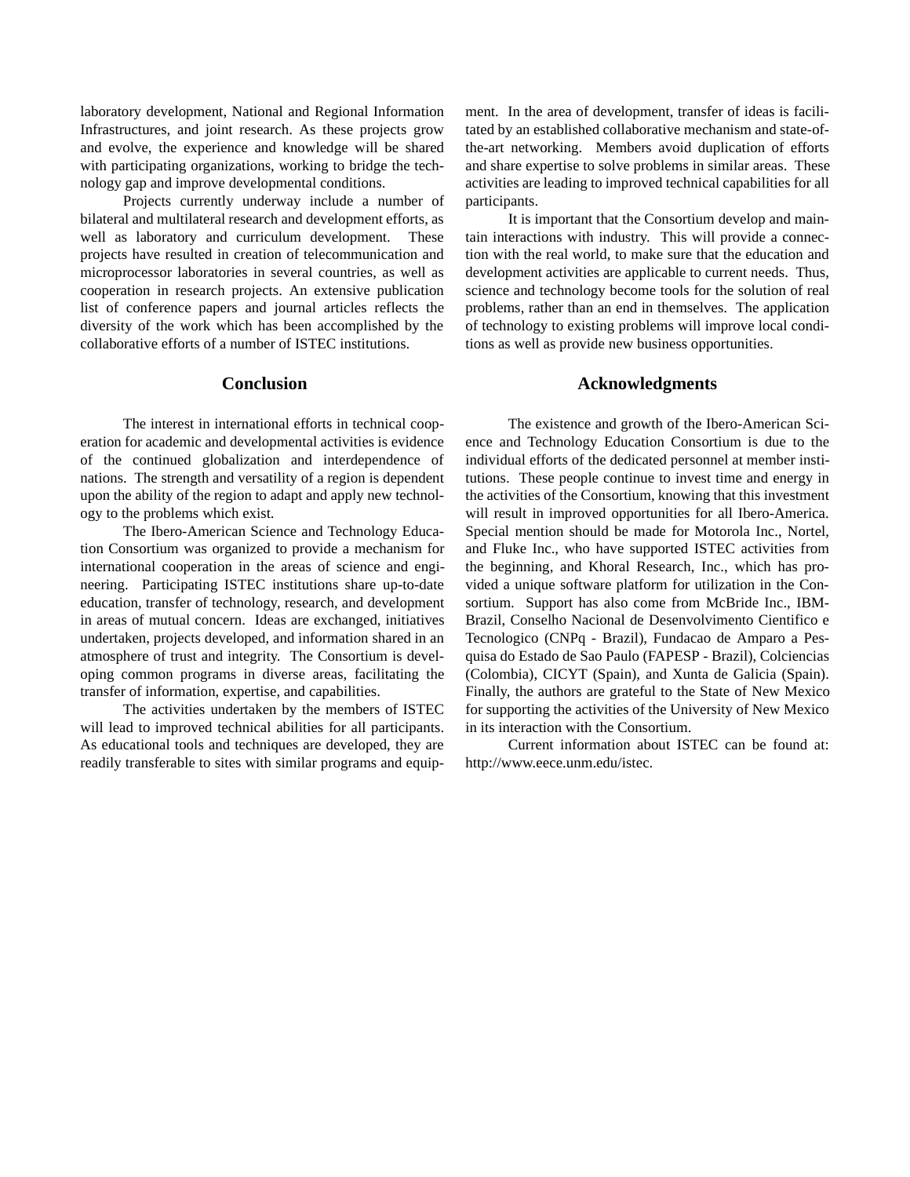laboratory development, National and Regional Information Infrastructures, and joint research. As these projects grow and evolve, the experience and knowledge will be shared with participating organizations, working to bridge the technology gap and improve developmental conditions.

Projects currently underway include a number of bilateral and multilateral research and development efforts, as well as laboratory and curriculum development. These projects have resulted in creation of telecommunication and microprocessor laboratories in several countries, as well as cooperation in research projects. An extensive publication list of conference papers and journal articles reflects the diversity of the work which has been accomplished by the collaborative efforts of a number of ISTEC institutions.

## Conclusion

The interest in international efforts in technical cooperation for academic and developmental activities is evidence of the continued globalization and interdependence of nations. The strength and versatility of a region is dependent upon the ability of the region to adapt and apply new technology to the problems which exist.

The Ibero-American Science and Technology Education Consortium was organized to provide a mechanism for international cooperation in the areas of science and engineering. Participating ISTEC institutions share up-to-date education, transfer of technology, research, and development in areas of mutual concern. Ideas are exchanged, initiatives undertaken, projects developed, and information shared in an atmosphere of trust and integrity. The Consortium is developing common programs in diverse areas, facilitating the transfer of information, expertise, and capabilities.

The activities undertaken by the members of ISTEC will lead to improved technical abilities for all participants. As educational tools and techniques are developed, they are readily transferable to sites with similar programs and equipment. In the area of development, transfer of ideas is facilitated by an established collaborative mechanism and state-of-the-art networking. Members avoid duplication of efforts and share expertise to solve problems in similar areas. These activities are leading to improved technical capabilities for all participants.

It is important that the Consortium develop and maintain interactions with industry. This will provide a connection with the real world, to make sure that the education and development activities are applicable to current needs. Thus, science and technology become tools for the solution of real problems, rather than an end in themselves. The application of technology to existing problems will improve local conditions as well as provide new business opportunities.

## Acknowledgments

The existence and growth of the Ibero-American Science and Technology Education Consortium is due to the individual efforts of the dedicated personnel at member institutions. These people continue to invest time and energy in the activities of the Consortium, knowing that this investment will result in improved opportunities for all Ibero-America. Special mention should be made for Motorola Inc., Nortel, and Fluke Inc., who have supported ISTEC activities from the beginning, and Khoral Research, Inc., which has provided a unique software platform for utilization in the Consortium. Support has also come from McBride Inc., IBM-Brazil, Conselho Nacional de Desenvolvimento Cientifico e Tecnologico (CNPq - Brazil), Fundacao de Amparo a Pesquisa do Estado de Sao Paulo (FAPESP - Brazil), Colciencias (Colombia), CICYT (Spain), and Xunta de Galicia (Spain). Finally, the authors are grateful to the State of New Mexico for supporting the activities of the University of New Mexico in its interaction with the Consortium.

Current information about ISTEC can be found at: http://www.eece.unm.edu/istec.